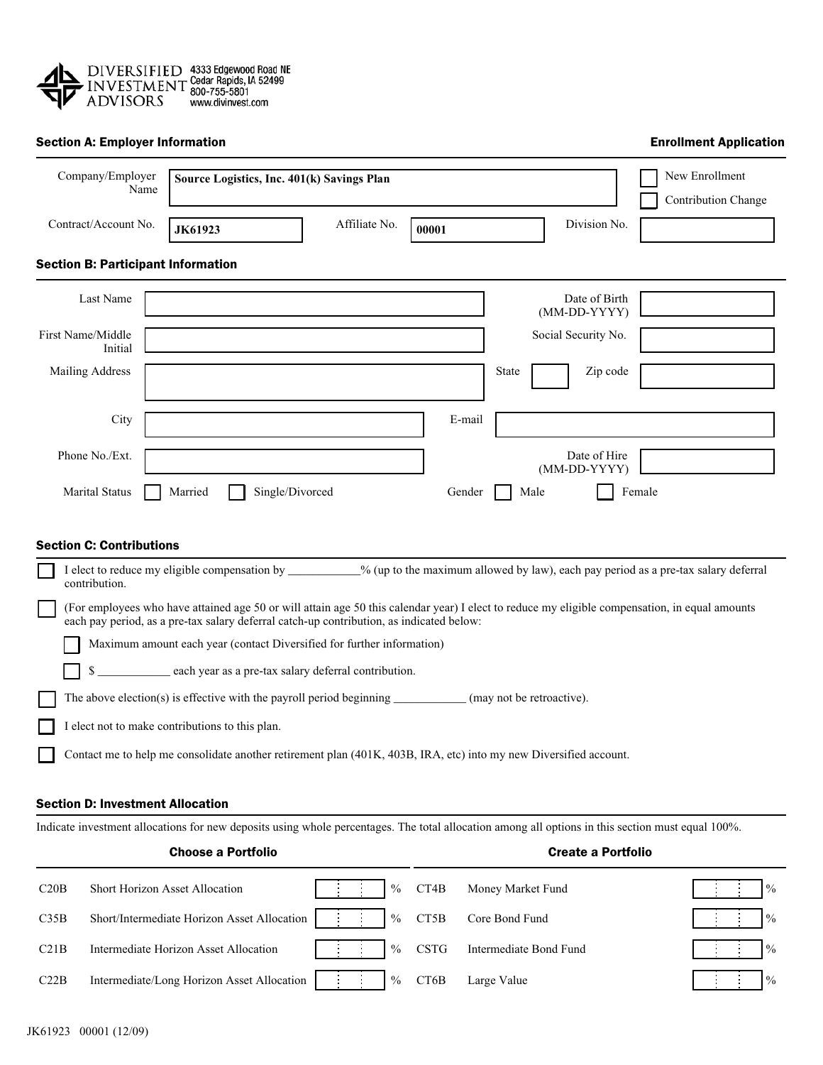DIVERSIFIED INVESTMENT ADVISORS
4333 Edgewood Road NE
Cedar Rapids, IA 52499
800-755-5801
www.divinvest.com

## Section A: Employer Information

**Enrollment Application**

| | | | | | |
|---|---|---|---|---|---|
| Company/Employer Name | **Source Logistics, Inc. 401(k) Savings Plan** | | | | ☐ New Enrollment ☐ Contribution Change |
| Contract/Account No. | **JK61923** | Affiliate No. | **00001** | Division No. | |

## Section B: Participant Information

| | | | |
|---|---|---|---|
| Last Name | | Date of Birth (MM-DD-YYYY) | |
| First Name/Middle Initial | | Social Security No. | |
| Mailing Address | | State | Zip code |
| City | | E-mail | |
| Phone No./Ext. | | Date of Hire (MM-DD-YYYY) | |
| Marital Status | ☐ Married ☐ Single/Divorced | Gender | ☐ Male ☐ Female |

## Section C: Contributions

☐ I elect to reduce my eligible compensation by ___________% (up to the maximum allowed by law), each pay period as a pre-tax salary deferral contribution.

☐ (For employees who have attained age 50 or will attain age 50 this calendar year) I elect to reduce my eligible compensation, in equal amounts each pay period, as a pre-tax salary deferral catch-up contribution, as indicated below:

- ☐ Maximum amount each year (contact Diversified for further information)
- ☐ $ ___________ each year as a pre-tax salary deferral contribution.

☐ The above election(s) is effective with the payroll period beginning ___________ (may not be retroactive).

☐ I elect not to make contributions to this plan.

☐ Contact me to help me consolidate another retirement plan (401K, 403B, IRA, etc) into my new Diversified account.

## Section D: Investment Allocation

Indicate investment allocations for new deposits using whole percentages. The total allocation among all options in this section must equal 100%.

| Choose a Portfolio | | | Create a Portfolio | | |
|---|---|---|---|---|---|
| C20B | Short Horizon Asset Allocation | % | CT4B | Money Market Fund | % |
| C35B | Short/Intermediate Horizon Asset Allocation | % | CT5B | Core Bond Fund | % |
| C21B | Intermediate Horizon Asset Allocation | % | CSTG | Intermediate Bond Fund | % |
| C22B | Intermediate/Long Horizon Asset Allocation | % | CT6B | Large Value | % |

JK61923 00001 (12/09)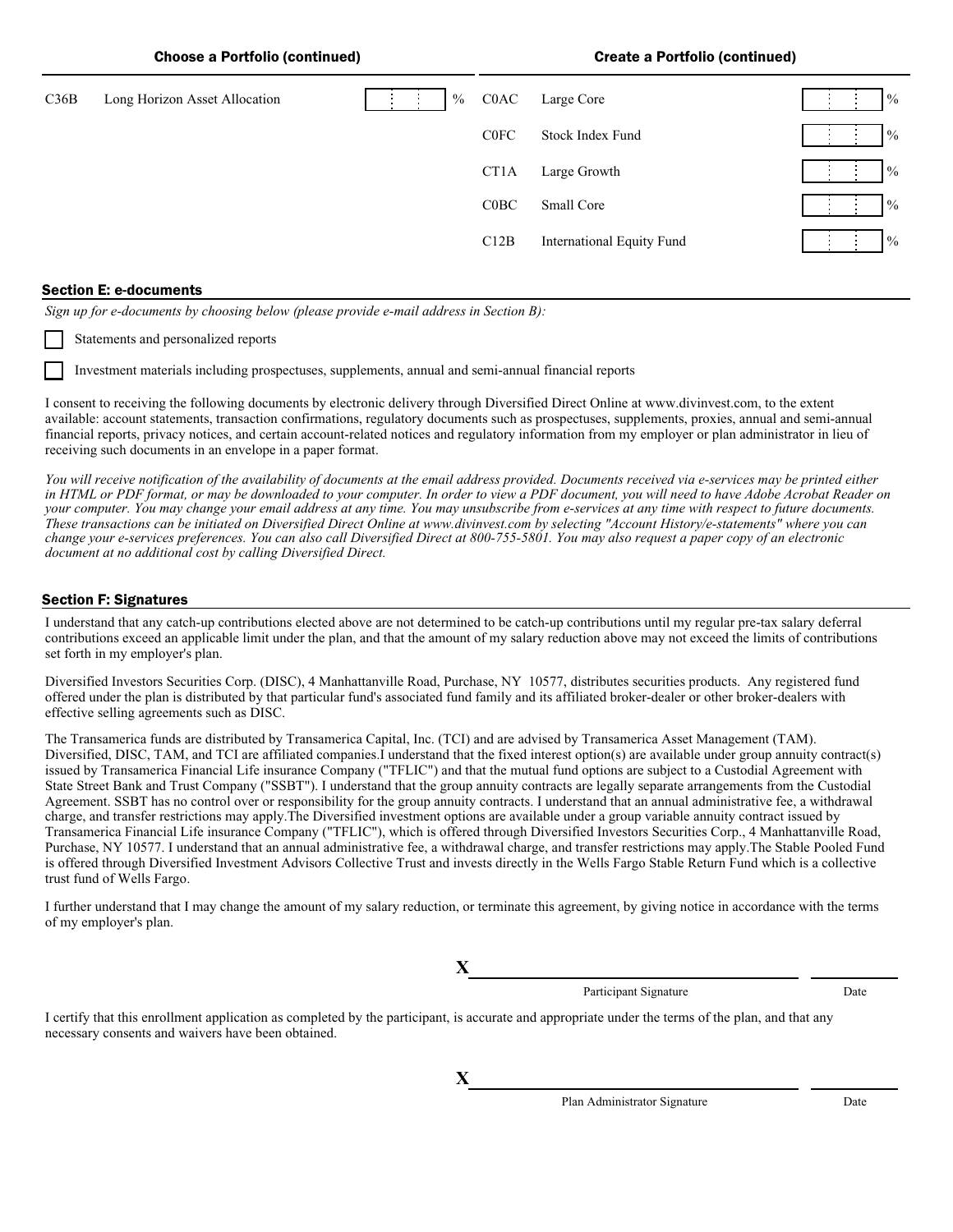| Choose a Portfolio (continued) | | | Create a Portfolio (continued) | | |
|---|---|---|---|---|---|
| C36B | Long Horizon Asset Allocation | % | C0AC | Large Core | % |
| | | | C0FC | Stock Index Fund | % |
| | | | CT1A | Large Growth | % |
| | | | C0BC | Small Core | % |
| | | | C12B | International Equity Fund | % |

## Section E: e-documents

*Sign up for e-documents by choosing below (please provide e-mail address in Section B):*

☐ Statements and personalized reports

☐ Investment materials including prospectuses, supplements, annual and semi-annual financial reports

I consent to receiving the following documents by electronic delivery through Diversified Direct Online at www.divinvest.com, to the extent available: account statements, transaction confirmations, regulatory documents such as prospectuses, supplements, proxies, annual and semi-annual financial reports, privacy notices, and certain account-related notices and regulatory information from my employer or plan administrator in lieu of receiving such documents in an envelope in a paper format.

*You will receive notification of the availability of documents at the email address provided. Documents received via e-services may be printed either in HTML or PDF format, or may be downloaded to your computer. In order to view a PDF document, you will need to have Adobe Acrobat Reader on your computer. You may change your email address at any time. You may unsubscribe from e-services at any time with respect to future documents. These transactions can be initiated on Diversified Direct Online at www.divinvest.com by selecting "Account History/e-statements" where you can change your e-services preferences. You can also call Diversified Direct at 800-755-5801. You may also request a paper copy of an electronic document at no additional cost by calling Diversified Direct.*

## Section F: Signatures

I understand that any catch-up contributions elected above are not determined to be catch-up contributions until my regular pre-tax salary deferral contributions exceed an applicable limit under the plan, and that the amount of my salary reduction above may not exceed the limits of contributions set forth in my employer's plan.

Diversified Investors Securities Corp. (DISC), 4 Manhattanville Road, Purchase, NY 10577, distributes securities products. Any registered fund offered under the plan is distributed by that particular fund's associated fund family and its affiliated broker-dealer or other broker-dealers with effective selling agreements such as DISC.

The Transamerica funds are distributed by Transamerica Capital, Inc. (TCI) and are advised by Transamerica Asset Management (TAM). Diversified, DISC, TAM, and TCI are affiliated companies.I understand that the fixed interest option(s) are available under group annuity contract(s) issued by Transamerica Financial Life insurance Company ("TFLIC") and that the mutual fund options are subject to a Custodial Agreement with State Street Bank and Trust Company ("SSBT"). I understand that the group annuity contracts are legally separate arrangements from the Custodial Agreement. SSBT has no control over or responsibility for the group annuity contracts. I understand that an annual administrative fee, a withdrawal charge, and transfer restrictions may apply.The Diversified investment options are available under a group variable annuity contract issued by Transamerica Financial Life insurance Company ("TFLIC"), which is offered through Diversified Investors Securities Corp., 4 Manhattanville Road, Purchase, NY 10577. I understand that an annual administrative fee, a withdrawal charge, and transfer restrictions may apply.The Stable Pooled Fund is offered through Diversified Investment Advisors Collective Trust and invests directly in the Wells Fargo Stable Return Fund which is a collective trust fund of Wells Fargo.

I further understand that I may change the amount of my salary reduction, or terminate this agreement, by giving notice in accordance with the terms of my employer's plan.

X ______________________________ Participant Signature ______ Date

I certify that this enrollment application as completed by the participant, is accurate and appropriate under the terms of the plan, and that any necessary consents and waivers have been obtained.

X ______________________________ Plan Administrator Signature ______ Date